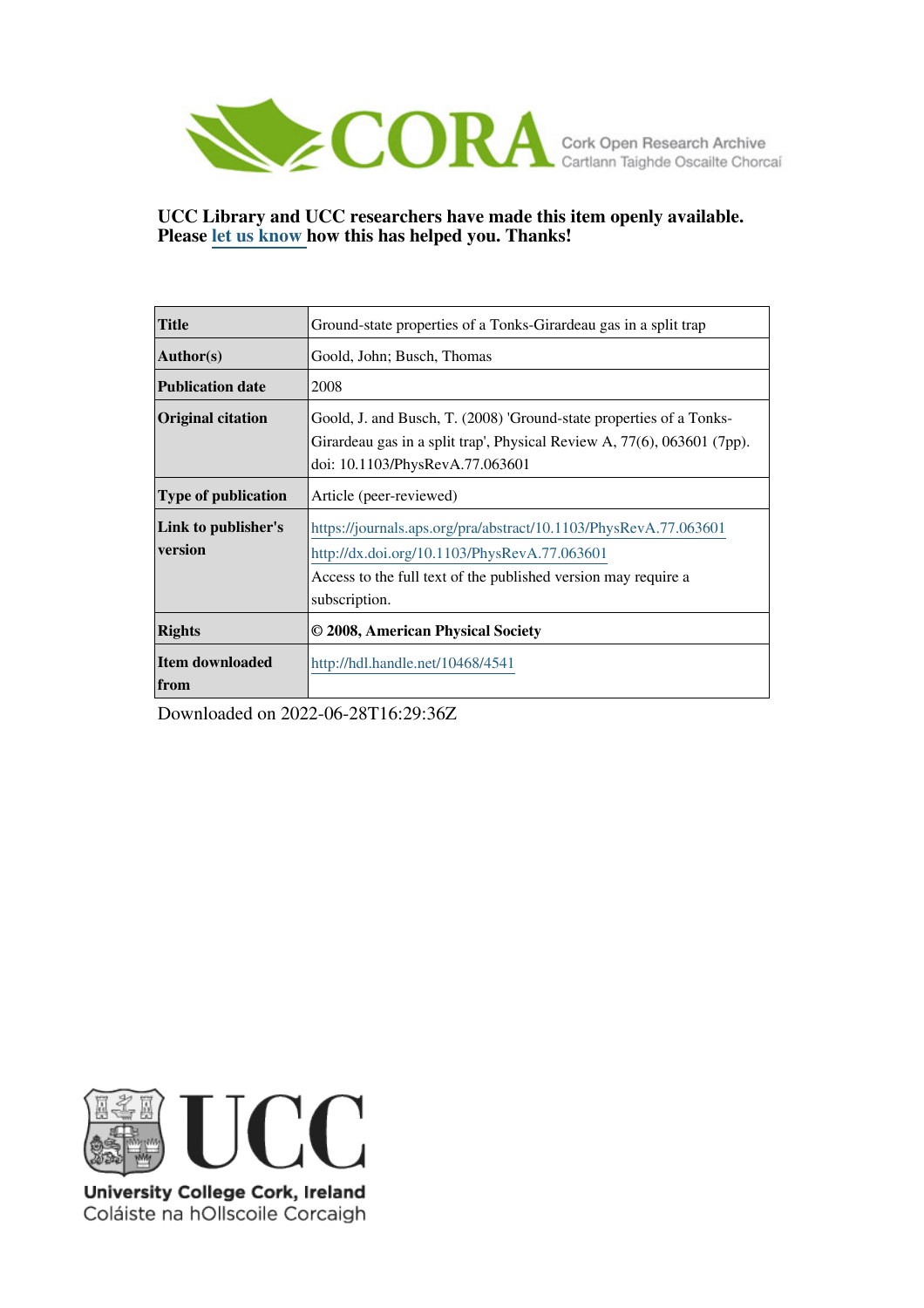CORA Cork Open Research Archive
Cartlann Taighde Oscailte Chorcaí

**UCC Library and UCC researchers have made this item openly available. Please let us know how this has helped you. Thanks!**

| | |
|---|---|
| **Title** | Ground-state properties of a Tonks-Girardeau gas in a split trap |
| **Author(s)** | Goold, John; Busch, Thomas |
| **Publication date** | 2008 |
| **Original citation** | Goold, J. and Busch, T. (2008) 'Ground-state properties of a Tonks-Girardeau gas in a split trap', Physical Review A, 77(6), 063601 (7pp). doi: 10.1103/PhysRevA.77.063601 |
| **Type of publication** | Article (peer-reviewed) |
| **Link to publisher's version** | https://journals.aps.org/pra/abstract/10.1103/PhysRevA.77.063601 http://dx.doi.org/10.1103/PhysRevA.77.063601 Access to the full text of the published version may require a subscription. |
| **Rights** | **© 2008, American Physical Society** |
| **Item downloaded from** | http://hdl.handle.net/10468/4541 |

Downloaded on 2022-06-28T16:29:36Z

University College Cork, Ireland
Coláiste na hOllscoile Corcaigh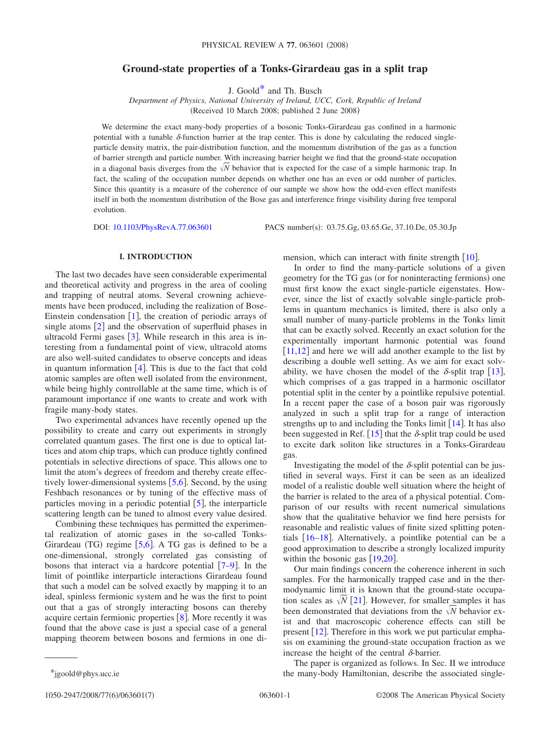# Ground-state properties of a Tonks-Girardeau gas in a split trap

J. Goold* and Th. Busch

*Department of Physics, National University of Ireland, UCC, Cork, Republic of Ireland*

(Received 10 March 2008; published 2 June 2008)

We determine the exact many-body properties of a bosonic Tonks-Girardeau gas confined in a harmonic potential with a tunable $\delta$-function barrier at the trap center. This is done by calculating the reduced single-particle density matrix, the pair-distribution function, and the momentum distribution of the gas as a function of barrier strength and particle number. With increasing barrier height we find that the ground-state occupation in a diagonal basis diverges from the $\sqrt{N}$ behavior that is expected for the case of a simple harmonic trap. In fact, the scaling of the occupation number depends on whether one has an even or odd number of particles. Since this quantity is a measure of the coherence of our sample we show how the odd-even effect manifests itself in both the momentum distribution of the Bose gas and interference fringe visibility during free temporal evolution.

DOI: 10.1103/PhysRevA.77.063601 PACS number(s): 03.75.Gg, 03.65.Ge, 37.10.De, 05.30.Jp

## I. INTRODUCTION

The last two decades have seen considerable experimental and theoretical activity and progress in the area of cooling and trapping of neutral atoms. Several crowning achievements have been produced, including the realization of Bose-Einstein condensation [1], the creation of periodic arrays of single atoms [2] and the observation of superfluid phases in ultracold Fermi gases [3]. While research in this area is interesting from a fundamental point of view, ultracold atoms are also well-suited candidates to observe concepts and ideas in quantum information [4]. This is due to the fact that cold atomic samples are often well isolated from the environment, while being highly controllable at the same time, which is of paramount importance if one wants to create and work with fragile many-body states.

Two experimental advances have recently opened up the possibility to create and carry out experiments in strongly correlated quantum gases. The first one is due to optical lattices and atom chip traps, which can produce tightly confined potentials in selective directions of space. This allows one to limit the atom's degrees of freedom and thereby create effectively lower-dimensional systems [5,6]. Second, by the using Feshbach resonances or by tuning of the effective mass of particles moving in a periodic potential [5], the interparticle scattering length can be tuned to almost every value desired.

Combining these techniques has permitted the experimental realization of atomic gases in the so-called Tonks-Girardeau (TG) regime [5,6]. A TG gas is defined to be a one-dimensional, strongly correlated gas consisting of bosons that interact via a hardcore potential [7–9]. In the limit of pointlike interparticle interactions Girardeau found that such a model can be solved exactly by mapping it to an ideal, spinless fermionic system and he was the first to point out that a gas of strongly interacting bosons can thereby acquire certain fermionic properties [8]. More recently it was found that the above case is just a special case of a general mapping theorem between bosons and fermions in one dimension, which can interact with finite strength [10].

In order to find the many-particle solutions of a given geometry for the TG gas (or for noninteracting fermions) one must first know the exact single-particle eigenstates. However, since the list of exactly solvable single-particle problems in quantum mechanics is limited, there is also only a small number of many-particle problems in the Tonks limit that can be exactly solved. Recently an exact solution for the experimentally important harmonic potential was found [11,12] and here we will add another example to the list by describing a double well setting. As we aim for exact solvability, we have chosen the model of the $\delta$-split trap [13], which comprises of a gas trapped in a harmonic oscillator potential split in the center by a pointlike repulsive potential. In a recent paper the case of a boson pair was rigorously analyzed in such a split trap for a range of interaction strengths up to and including the Tonks limit [14]. It has also been suggested in Ref. [15] that the $\delta$-split trap could be used to excite dark soliton like structures in a Tonks-Girardeau gas.

Investigating the model of the $\delta$-split potential can be justified in several ways. First it can be seen as an idealized model of a realistic double well situation where the height of the barrier is related to the area of a physical potential. Comparison of our results with recent numerical simulations show that the qualitative behavior we find here persists for reasonable and realistic values of finite sized splitting potentials [16–18]. Alternatively, a pointlike potential can be a good approximation to describe a strongly localized impurity within the bosonic gas [19,20].

Our main findings concern the coherence inherent in such samples. For the harmonically trapped case and in the thermodynamic limit it is known that the ground-state occupation scales as $\sqrt{N}$ [21]. However, for smaller samples it has been demonstrated that deviations from the $\sqrt{N}$ behavior exist and that macroscopic coherence effects can still be present [12]. Therefore in this work we put particular emphasis on examining the ground-state occupation fraction as we increase the height of the central $\delta$-barrier.

The paper is organized as follows. In Sec. II we introduce the many-body Hamiltonian, describe the associated single-

*jgoold@phys.ucc.ie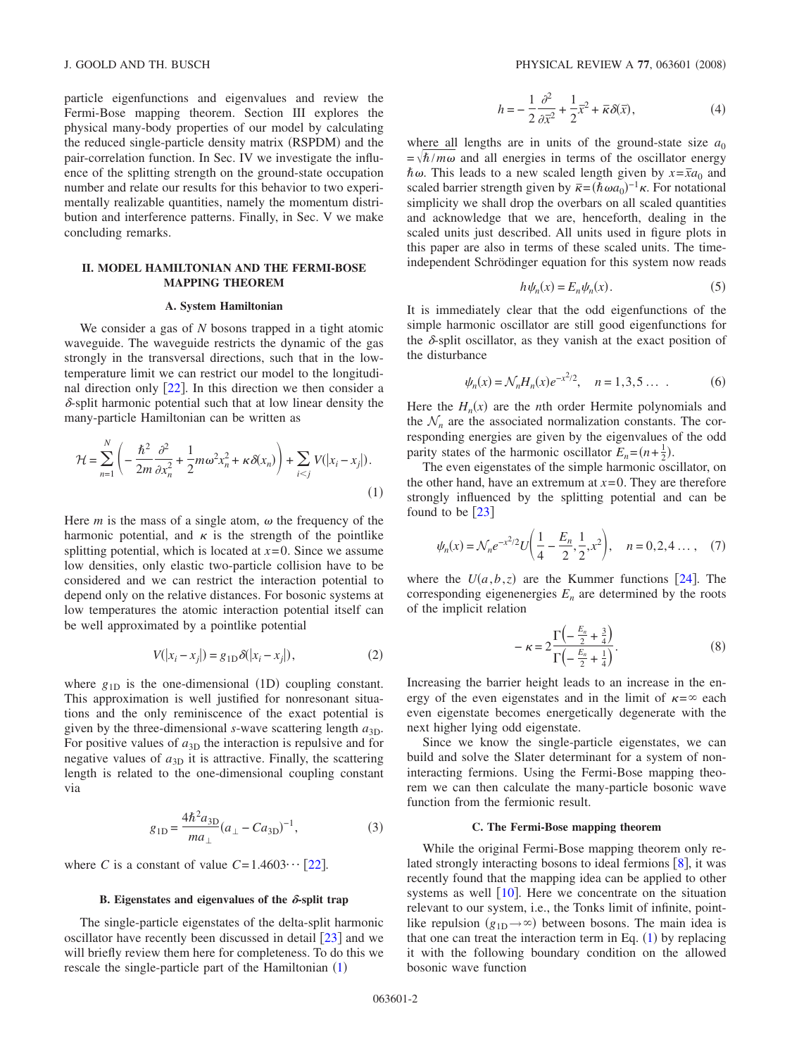particle eigenfunctions and eigenvalues and review the Fermi-Bose mapping theorem. Section III explores the physical many-body properties of our model by calculating the reduced single-particle density matrix (RSPDM) and the pair-correlation function. In Sec. IV we investigate the influence of the splitting strength on the ground-state occupation number and relate our results for this behavior to two experimentally realizable quantities, namely the momentum distribution and interference patterns. Finally, in Sec. V we make concluding remarks.

## II. MODEL HAMILTONIAN AND THE FERMI-BOSE MAPPING THEOREM

### A. System Hamiltonian

We consider a gas of $N$ bosons trapped in a tight atomic waveguide. The waveguide restricts the dynamic of the gas strongly in the transversal directions, such that in the low-temperature limit we can restrict our model to the longitudinal direction only [22]. In this direction we then consider a $\delta$-split harmonic potential such that at low linear density the many-particle Hamiltonian can be written as

$$\mathcal{H} = \sum_{n=1}^{N} \left( -\frac{\hbar^2}{2m}\frac{\partial^2}{\partial x_n^2} + \frac{1}{2}m\omega^2 x_n^2 + \kappa\delta(x_n) \right) + \sum_{i<j} V(|x_i - x_j|). \tag{1}$$

Here $m$ is the mass of a single atom, $\omega$ the frequency of the harmonic potential, and $\kappa$ is the strength of the pointlike splitting potential, which is located at $x=0$. Since we assume low densities, only elastic two-particle collision have to be considered and we can restrict the interaction potential to depend only on the relative distances. For bosonic systems at low temperatures the atomic interaction potential itself can be well approximated by a pointlike potential

$$V(|x_i - x_j|) = g_{1\mathrm{D}}\delta(|x_i - x_j|), \tag{2}$$

where $g_{1\mathrm{D}}$ is the one-dimensional (1D) coupling constant. This approximation is well justified for nonresonant situations and the only reminiscence of the exact potential is given by the three-dimensional $s$-wave scattering length $a_{3\mathrm{D}}$. For positive values of $a_{3\mathrm{D}}$ the interaction is repulsive and for negative values of $a_{3\mathrm{D}}$ it is attractive. Finally, the scattering length is related to the one-dimensional coupling constant via

$$g_{1\mathrm{D}} = \frac{4\hbar^2 a_{3\mathrm{D}}}{m a_\perp}(a_\perp - C a_{3\mathrm{D}})^{-1}, \tag{3}$$

where $C$ is a constant of value $C = 1.4603\cdots$ [22].

### B. Eigenstates and eigenvalues of the $\delta$-split trap

The single-particle eigenstates of the delta-split harmonic oscillator have recently been discussed in detail [23] and we will briefly review them here for completeness. To do this we rescale the single-particle part of the Hamiltonian (1)

$$h = -\frac{1}{2}\frac{\partial^2}{\partial \bar{x}^2} + \frac{1}{2}\bar{x}^2 + \bar{\kappa}\delta(\bar{x}), \tag{4}$$

where all lengths are in units of the ground-state size $a_0 = \sqrt{\hbar/m\omega}$ and all energies in terms of the oscillator energy $\hbar\omega$. This leads to a new scaled length given by $x = \bar{x}a_0$ and scaled barrier strength given by $\bar{\kappa} = (\hbar\omega a_0)^{-1}\kappa$. For notational simplicity we shall drop the overbars on all scaled quantities and acknowledge that we are, henceforth, dealing in the scaled units just described. All units used in figure plots in this paper are also in terms of these scaled units. The time-independent Schrödinger equation for this system now reads

$$h\psi_n(x) = E_n\psi_n(x). \tag{5}$$

It is immediately clear that the odd eigenfunctions of the simple harmonic oscillator are still good eigenfunctions for the $\delta$-split oscillator, as they vanish at the exact position of the disturbance

$$\psi_n(x) = \mathcal{N}_n H_n(x) e^{-x^2/2}, \quad n = 1,3,5 \ldots . \tag{6}$$

Here the $H_n(x)$ are the $n$th order Hermite polynomials and the $\mathcal{N}_n$ are the associated normalization constants. The corresponding energies are given by the eigenvalues of the odd parity states of the harmonic oscillator $E_n = (n + \frac{1}{2})$.

The even eigenstates of the simple harmonic oscillator, on the other hand, have an extremum at $x=0$. They are therefore strongly influenced by the splitting potential and can be found to be [23]

$$\psi_n(x) = \mathcal{N}_n e^{-x^2/2} U\left(\frac{1}{4} - \frac{E_n}{2}, \frac{1}{2}, x^2\right), \quad n = 0,2,4 \ldots , \tag{7}$$

where the $U(a,b,z)$ are the Kummer functions [24]. The corresponding eigenenergies $E_n$ are determined by the roots of the implicit relation

$$-\kappa = 2\frac{\Gamma\left(-\frac{E_n}{2} + \frac{3}{4}\right)}{\Gamma\left(-\frac{E_n}{2} + \frac{1}{4}\right)}. \tag{8}$$

Increasing the barrier height leads to an increase in the energy of the even eigenstates and in the limit of $\kappa = \infty$ each even eigenstate becomes energetically degenerate with the next higher lying odd eigenstate.

Since we know the single-particle eigenstates, we can build and solve the Slater determinant for a system of noninteracting fermions. Using the Fermi-Bose mapping theorem we can then calculate the many-particle bosonic wave function from the fermionic result.

### C. The Fermi-Bose mapping theorem

While the original Fermi-Bose mapping theorem only related strongly interacting bosons to ideal fermions [8], it was recently found that the mapping idea can be applied to other systems as well [10]. Here we concentrate on the situation relevant to our system, i.e., the Tonks limit of infinite, pointlike repulsion ($g_{1\mathrm{D}} \to \infty$) between bosons. The main idea is that one can treat the interaction term in Eq. (1) by replacing it with the following boundary condition on the allowed bosonic wave function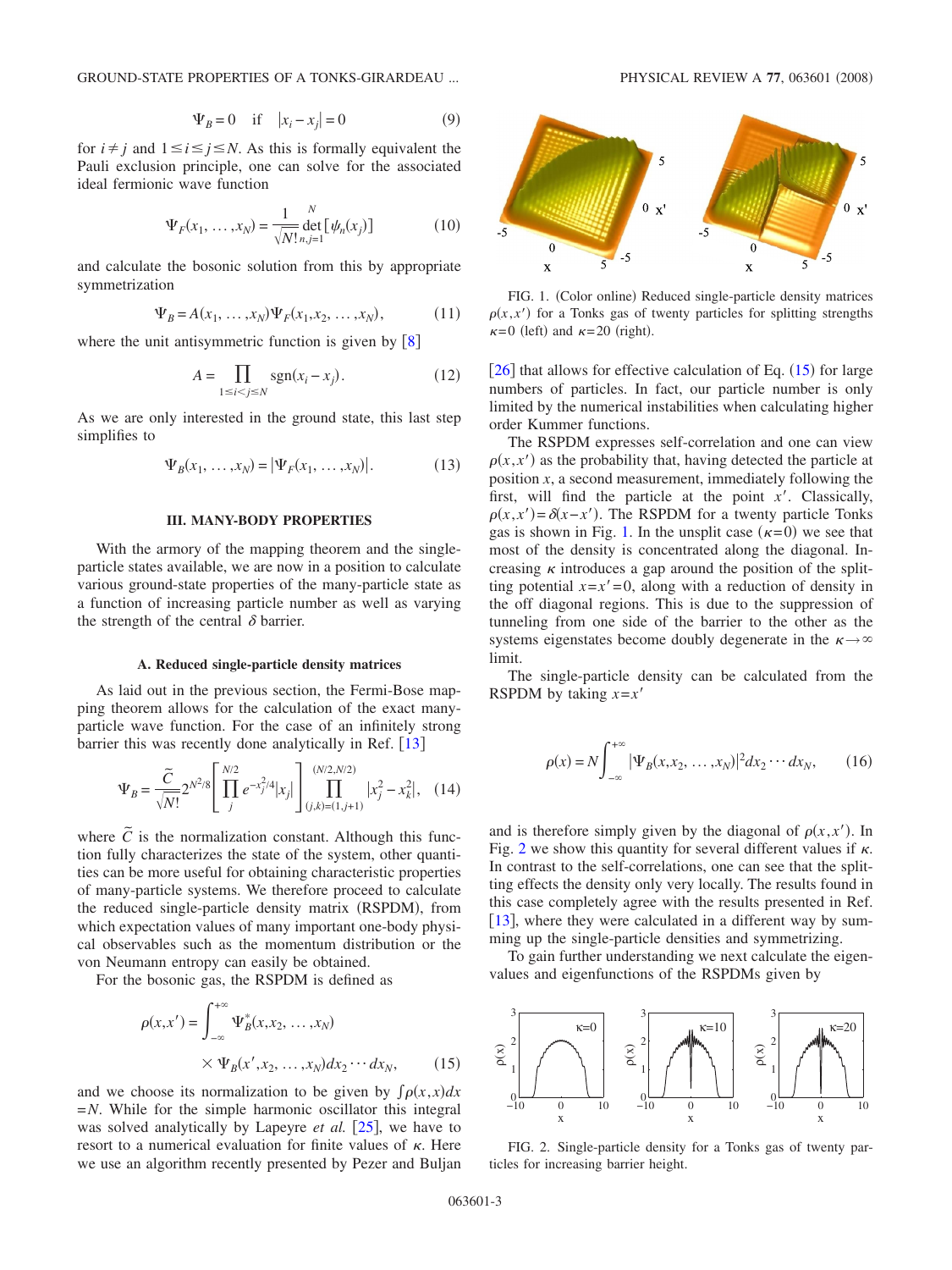$$\Psi_B = 0 \quad \text{if} \quad |x_i - x_j| = 0 \tag{9}$$

for $i \neq j$ and $1 \leq i \leq j \leq N$. As this is formally equivalent the Pauli exclusion principle, one can solve for the associated ideal fermionic wave function

$$\Psi_F(x_1, \ldots, x_N) = \frac{1}{\sqrt{N!}} \det_{n,j=1}^{N} [\psi_n(x_j)] \tag{10}$$

and calculate the bosonic solution from this by appropriate symmetrization

$$\Psi_B = A(x_1, \ldots, x_N)\Psi_F(x_1, x_2, \ldots, x_N), \tag{11}$$

where the unit antisymmetric function is given by [8]

$$A = \prod_{1 \leq i < j \leq N} \text{sgn}(x_i - x_j). \tag{12}$$

As we are only interested in the ground state, this last step simplifies to

$$\Psi_B(x_1, \ldots, x_N) = |\Psi_F(x_1, \ldots, x_N)|. \tag{13}$$

## III. MANY-BODY PROPERTIES

With the armory of the mapping theorem and the single-particle states available, we are now in a position to calculate various ground-state properties of the many-particle state as a function of increasing particle number as well as varying the strength of the central $\delta$ barrier.

### A. Reduced single-particle density matrices

As laid out in the previous section, the Fermi-Bose mapping theorem allows for the calculation of the exact many-particle wave function. For the case of an infinitely strong barrier this was recently done analytically in Ref. [13]

$$\Psi_B = \frac{\tilde{C}}{\sqrt{N!}} 2^{N^2/8} \left[ \prod_{j}^{N/2} e^{-x_j^2/4} |x_j| \right] \prod_{(j,k)=(1,j+1)}^{(N/2,N/2)} |x_j^2 - x_k^2|, \tag{14}$$

where $\tilde{C}$ is the normalization constant. Although this function fully characterizes the state of the system, other quantities can be more useful for obtaining characteristic properties of many-particle systems. We therefore proceed to calculate the reduced single-particle density matrix (RSPDM), from which expectation values of many important one-body physical observables such as the momentum distribution or the von Neumann entropy can easily be obtained.

For the bosonic gas, the RSPDM is defined as

$$\rho(x,x') = \int_{-\infty}^{+\infty} \Psi_B^*(x, x_2, \ldots, x_N) \times \Psi_B(x', x_2, \ldots, x_N) dx_2 \cdots dx_N, \tag{15}$$

and we choose its normalization to be given by $\int \rho(x,x)dx = N$. While for the simple harmonic oscillator this integral was solved analytically by Lapeyre *et al.* [25], we have to resort to a numerical evaluation for finite values of $\kappa$. Here we use an algorithm recently presented by Pezer and Buljan [26] that allows for effective calculation of Eq. (15) for large numbers of particles. In fact, our particle number is only limited by the numerical instabilities when calculating higher order Kummer functions.

FIG. 1. (Color online) Reduced single-particle density matrices $\rho(x,x')$ for a Tonks gas of twenty particles for splitting strengths $\kappa = 0$ (left) and $\kappa = 20$ (right).

The RSPDM expresses self-correlation and one can view $\rho(x,x')$ as the probability that, having detected the particle at position $x$, a second measurement, immediately following the first, will find the particle at the point $x'$. Classically, $\rho(x,x') = \delta(x-x')$. The RSPDM for a twenty particle Tonks gas is shown in Fig. 1. In the unsplit case ($\kappa = 0$) we see that most of the density is concentrated along the diagonal. Increasing $\kappa$ introduces a gap around the position of the splitting potential $x = x' = 0$, along with a reduction of density in the off diagonal regions. This is due to the suppression of tunneling from one side of the barrier to the other as the systems eigenstates become doubly degenerate in the $\kappa \to \infty$ limit.

The single-particle density can be calculated from the RSPDM by taking $x = x'$

$$\rho(x) = N \int_{-\infty}^{+\infty} |\Psi_B(x, x_2, \ldots, x_N)|^2 dx_2 \cdots dx_N, \tag{16}$$

and is therefore simply given by the diagonal of $\rho(x,x')$. In Fig. 2 we show this quantity for several different values if $\kappa$. In contrast to the self-correlations, one can see that the splitting effects the density only very locally. The results found in this case completely agree with the results presented in Ref. [13], where they were calculated in a different way by summing up the single-particle densities and symmetrizing.

To gain further understanding we next calculate the eigenvalues and eigenfunctions of the RSPDMs given by

FIG. 2. Single-particle density for a Tonks gas of twenty particles for increasing barrier height.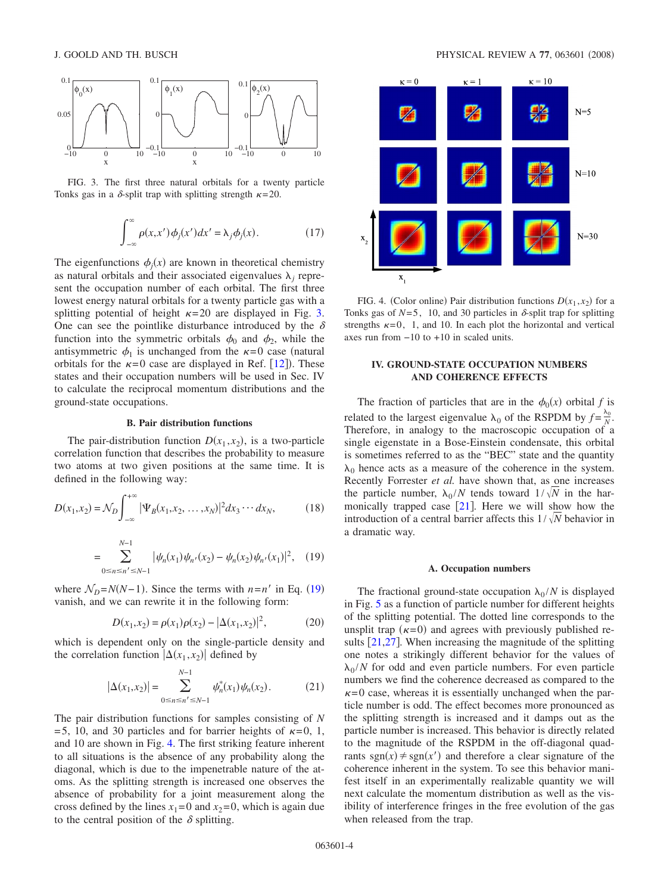FIG. 3. The first three natural orbitals for a twenty particle Tonks gas in a $\delta$-split trap with splitting strength $\kappa=20$.

$$\int_{-\infty}^{\infty} \rho(x,x')\phi_j(x')dx' = \lambda_j \phi_j(x). \tag{17}$$

The eigenfunctions $\phi_j(x)$ are known in theoretical chemistry as natural orbitals and their associated eigenvalues $\lambda_j$ represent the occupation number of each orbital. The first three lowest energy natural orbitals for a twenty particle gas with a splitting potential of height $\kappa=20$ are displayed in Fig. 3. One can see the pointlike disturbance introduced by the $\delta$ function into the symmetric orbitals $\phi_0$ and $\phi_2$, while the antisymmetric $\phi_1$ is unchanged from the $\kappa=0$ case (natural orbitals for the $\kappa=0$ case are displayed in Ref. [12]). These states and their occupation numbers will be used in Sec. IV to calculate the reciprocal momentum distributions and the ground-state occupations.

### B. Pair distribution functions

The pair-distribution function $D(x_1,x_2)$, is a two-particle correlation function that describes the probability to measure two atoms at two given positions at the same time. It is defined in the following way:

$$D(x_1,x_2) = \mathcal{N}_D \int_{-\infty}^{+\infty} |\Psi_B(x_1,x_2,\ldots,x_N)|^2 dx_3 \cdots dx_N, \tag{18}$$

$$= \sum_{0 \le n \le n' \le N-1}^{N-1} |\psi_n(x_1)\psi_{n'}(x_2) - \psi_n(x_2)\psi_{n'}(x_1)|^2, \tag{19}$$

where $\mathcal{N}_D = N(N-1)$. Since the terms with $n=n'$ in Eq. (19) vanish, and we can rewrite it in the following form:

$$D(x_1,x_2) = \rho(x_1)\rho(x_2) - |\Delta(x_1,x_2)|^2, \tag{20}$$

which is dependent only on the single-particle density and the correlation function $|\Delta(x_1,x_2)|$ defined by

$$|\Delta(x_1,x_2)| = \sum_{0 \le n \le n' \le N-1}^{N-1} \psi_n^*(x_1)\psi_n(x_2). \tag{21}$$

The pair distribution functions for samples consisting of $N=5$, 10, and 30 particles and for barrier heights of $\kappa=0$, 1, and 10 are shown in Fig. 4. The first striking feature inherent to all situations is the absence of any probability along the diagonal, which is due to the impenetrable nature of the atoms. As the splitting strength is increased one observes the absence of probability for a joint measurement along the cross defined by the lines $x_1=0$ and $x_2=0$, which is again due to the central position of the $\delta$ splitting.

FIG. 4. (Color online) Pair distribution functions $D(x_1,x_2)$ for a Tonks gas of $N=5$, 10, and 30 particles in $\delta$-split trap for splitting strengths $\kappa=0$, 1, and 10. In each plot the horizontal and vertical axes run from $-10$ to $+10$ in scaled units.

## IV. GROUND-STATE OCCUPATION NUMBERS AND COHERENCE EFFECTS

The fraction of particles that are in the $\phi_0(x)$ orbital $f$ is related to the largest eigenvalue $\lambda_0$ of the RSPDM by $f=\frac{\lambda_0}{N}$. Therefore, in analogy to the macroscopic occupation of a single eigenstate in a Bose-Einstein condensate, this orbital is sometimes referred to as the "BEC" state and the quantity $\lambda_0$ hence acts as a measure of the coherence in the system. Recently Forrester *et al.* have shown that, as one increases the particle number, $\lambda_0/N$ tends toward $1/\sqrt{N}$ in the harmonically trapped case [21]. Here we will show how the introduction of a central barrier affects this $1/\sqrt{N}$ behavior in a dramatic way.

### A. Occupation numbers

The fractional ground-state occupation $\lambda_0/N$ is displayed in Fig. 5 as a function of particle number for different heights of the splitting potential. The dotted line corresponds to the unsplit trap ($\kappa=0$) and agrees with previously published results [21,27]. When increasing the magnitude of the splitting one notes a strikingly different behavior for the values of $\lambda_0/N$ for odd and even particle numbers. For even particle numbers we find the coherence decreased as compared to the $\kappa=0$ case, whereas it is essentially unchanged when the particle number is odd. The effect becomes more pronounced as the splitting strength is increased and it damps out as the particle number is increased. This behavior is directly related to the magnitude of the RSPDM in the off-diagonal quadrants $\text{sgn}(x) \neq \text{sgn}(x')$ and therefore a clear signature of the coherence inherent in the system. To see this behavior manifest itself in an experimentally realizable quantity we will next calculate the momentum distribution as well as the visibility of interference fringes in the free evolution of the gas when released from the trap.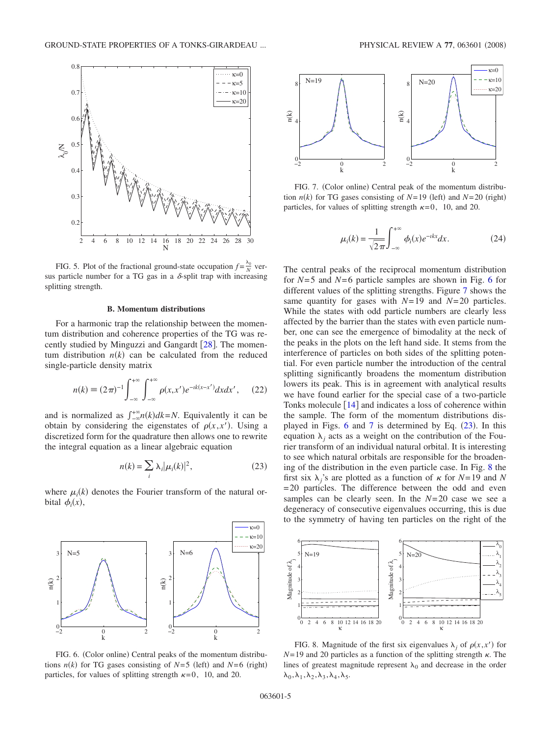FIG. 5. Plot of the fractional ground-state occupation $f = \frac{\lambda_0}{N}$ versus particle number for a TG gas in a $\delta$-split trap with increasing splitting strength.

### B. Momentum distributions

For a harmonic trap the relationship between the momentum distribution and coherence properties of the TG was recently studied by Minguzzi and Gangardt [28]. The momentum distribution $n(k)$ can be calculated from the reduced single-particle density matrix

$$n(k) \equiv (2\pi)^{-1} \int_{-\infty}^{+\infty} \int_{-\infty}^{+\infty} \rho(x,x') e^{-\imath k(x-x')} dx dx', \qquad (22)$$

and is normalized as $\int_{-\infty}^{+\infty} n(k) dk = N$. Equivalently it can be obtain by considering the eigenstates of $\rho(x,x')$. Using a discretized form for the quadrature then allows one to rewrite the integral equation as a linear algebraic equation

$$n(k) = \sum_i \lambda_i |\mu_i(k)|^2, \qquad (23)$$

where $\mu_i(k)$ denotes the Fourier transform of the natural orbital $\phi_i(x)$,

$$\mu_i(k) = \frac{1}{\sqrt{2\pi}} \int_{-\infty}^{+\infty} \phi_i(x) e^{-\imath k x} dx. \qquad (24)$$

The central peaks of the reciprocal momentum distribution for $N=5$ and $N=6$ particle samples are shown in Fig. 6 for different values of the splitting strengths. Figure 7 shows the same quantity for gases with $N=19$ and $N=20$ particles. While the states with odd particle numbers are clearly less affected by the barrier than the states with even particle number, one can see the emergence of bimodality at the neck of the peaks in the plots on the left hand side. It stems from the interference of particles on both sides of the splitting potential. For even particle number the introduction of the central splitting significantly broadens the momentum distribution lowers its peak. This is in agreement with analytical results we have found earlier for the special case of a two-particle Tonks molecule [14] and indicates a loss of coherence within the sample. The form of the momentum distributions displayed in Figs. 6 and 7 is determined by Eq. (23). In this equation $\lambda_j$ acts as a weight on the contribution of the Fourier transform of an individual natural orbital. It is interesting to see which natural orbitals are responsible for the broadening of the distribution in the even particle case. In Fig. 8 the first six $\lambda_j$'s are plotted as a function of $\kappa$ for $N=19$ and $N=20$ particles. The difference between the odd and even samples can be clearly seen. In the $N=20$ case we see a degeneracy of consecutive eigenvalues occurring, this is due to the symmetry of having ten particles on the right of the

FIG. 6. (Color online) Central peaks of the momentum distributions $n(k)$ for TG gases consisting of $N=5$ (left) and $N=6$ (right) particles, for values of splitting strength $\kappa=0$, 10, and 20.

FIG. 7. (Color online) Central peak of the momentum distribution $n(k)$ for TG gases consisting of $N=19$ (left) and $N=20$ (right) particles, for values of splitting strength $\kappa=0$, 10, and 20.

FIG. 8. Magnitude of the first six eigenvalues $\lambda_j$ of $\rho(x,x')$ for $N=19$ and 20 particles as a function of the splitting strength $\kappa$. The lines of greatest magnitude represent $\lambda_0$ and decrease in the order $\lambda_0, \lambda_1, \lambda_2, \lambda_3, \lambda_4, \lambda_5$.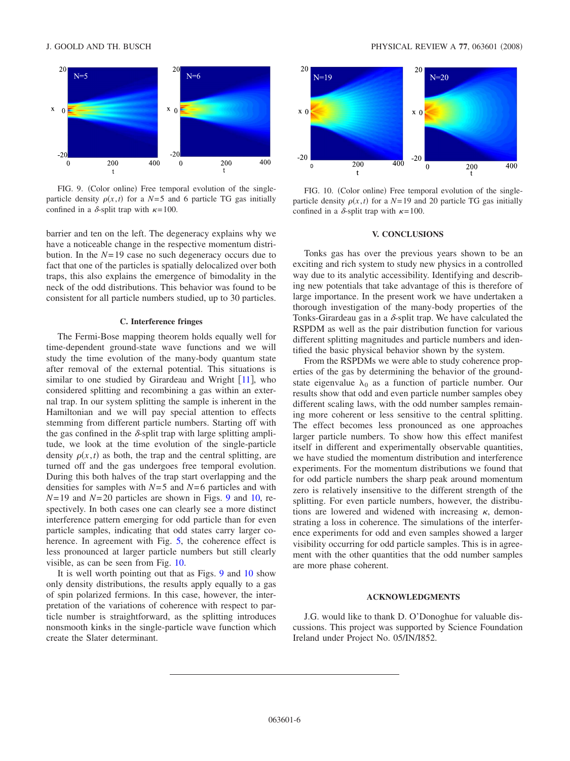N=5

20

x 0

-20

0 200 400

t

N=6

20

x 0

-20

0 200 400

t

FIG. 9. (Color online) Free temporal evolution of the single-particle density $\rho(x,t)$ for a $N=5$ and 6 particle TG gas initially confined in a $\delta$-split trap with $\kappa=100$.

N=19

20

x 0

-20

0 200 400

t

N=20

20

x 0

-20

0 200 400

t

FIG. 10. (Color online) Free temporal evolution of the single-particle density $\rho(x,t)$ for a $N=19$ and 20 particle TG gas initially confined in a $\delta$-split trap with $\kappa=100$.

barrier and ten on the left. The degeneracy explains why we have a noticeable change in the respective momentum distribution. In the $N=19$ case no such degeneracy occurs due to fact that one of the particles is spatially delocalized over both traps, this also explains the emergence of bimodality in the neck of the odd distributions. This behavior was found to be consistent for all particle numbers studied, up to 30 particles.

### C. Interference fringes

The Fermi-Bose mapping theorem holds equally well for time-dependent ground-state wave functions and we will study the time evolution of the many-body quantum state after removal of the external potential. This situations is similar to one studied by Girardeau and Wright [11], who considered splitting and recombining a gas within an external potential. In our system splitting the sample is inherent in the Hamiltonian and we will pay special attention to effects stemming from different particle numbers. Starting off with the gas confined in the $\delta$-split trap with large splitting amplitude, we look at the time evolution of the single-particle density $\rho(x,t)$ as both, the trap and the central splitting, are turned off and the gas undergoes free temporal evolution. During this both halves of the trap start overlapping and the densities for samples with $N=5$ and $N=6$ particles and with $N=19$ and $N=20$ particles are shown in Figs. 9 and 10, respectively. In both cases one can clearly see a more distinct interference pattern emerging for odd particle than for even particle samples, indicating that odd states carry larger coherence. In agreement with Fig. 5, the coherence effect is less pronounced at larger particle numbers but still clearly visible, as can be seen from Fig. 10.

It is well worth pointing out that as Figs. 9 and 10 show only density distributions, the results apply equally to a gas of spin polarized fermions. In this case, however, the interpretation of the variations of coherence with respect to particle number is straightforward, as the splitting introduces nonsmooth kinks in the single-particle wave function which create the Slater determinant.

## V. CONCLUSIONS

Tonks gas has over the previous years shown to be an exciting and rich system to study new physics in a controlled way due to its analytic accessibility. Identifying and describing new potentials that take advantage of this is therefore of large importance. In the present work we have undertaken a thorough investigation of the many-body properties of the Tonks-Girardeau gas in a $\delta$-split trap. We have calculated the RSPDM as well as the pair distribution function for various different splitting magnitudes and particle numbers and identified the basic physical behavior shown by the system.

From the RSPDMs we were able to study coherence properties of the gas by determining the behavior of the ground-state eigenvalue $\lambda_0$ as a function of particle number. Our results show that odd and even particle number samples obey different scaling laws, with the odd number samples remaining more coherent or less sensitive to the central splitting. The effect becomes less pronounced as one approaches larger particle numbers. To show how this effect manifest itself in different and experimentally observable quantities, we have studied the momentum distribution and interference experiments. For the momentum distributions we found that for odd particle numbers the sharp peak around momentum zero is relatively insensitive to the different strength of the splitting. For even particle numbers, however, the distributions are lowered and widened with increasing $\kappa$, demonstrating a loss in coherence. The simulations of the interference experiments for odd and even samples showed a larger visibility occurring for odd particle samples. This is in agreement with the other quantities that the odd number samples are more phase coherent.

## ACKNOWLEDGMENTS

J.G. would like to thank D. O'Donoghue for valuable discussions. This project was supported by Science Foundation Ireland under Project No. 05/IN/I852.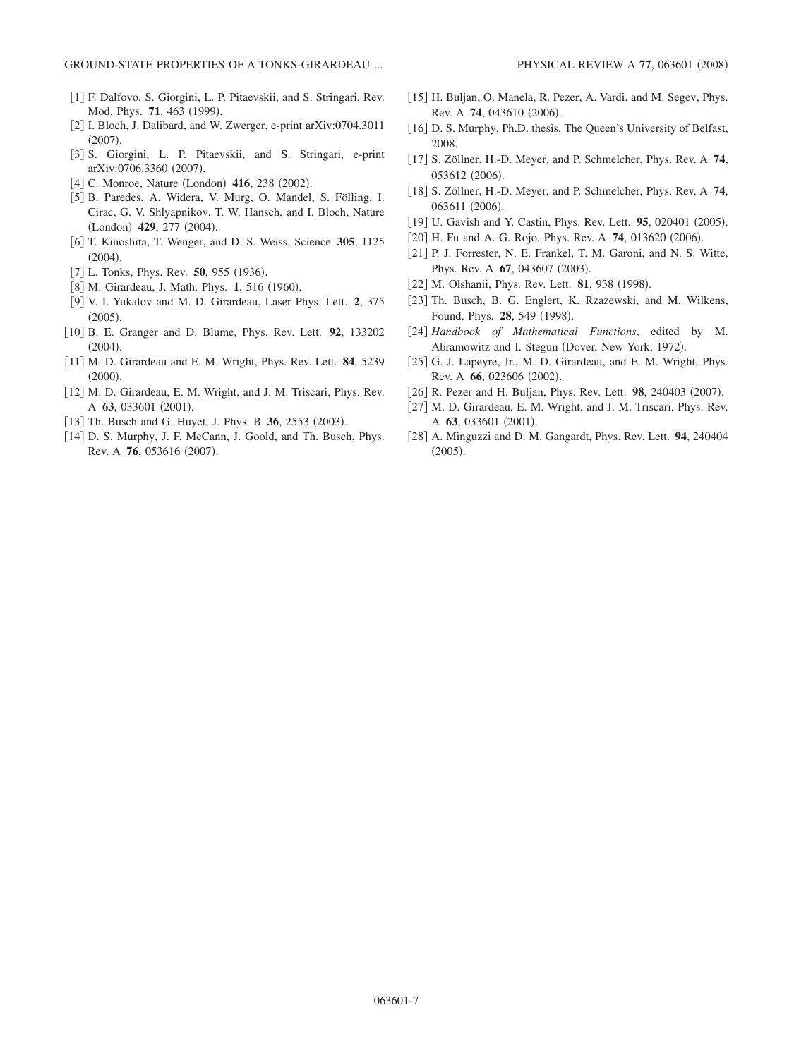[1] F. Dalfovo, S. Giorgini, L. P. Pitaevskii, and S. Stringari, Rev. Mod. Phys. **71**, 463 (1999).

[2] I. Bloch, J. Dalibard, and W. Zwerger, e-print arXiv:0704.3011 (2007).

[3] S. Giorgini, L. P. Pitaevskii, and S. Stringari, e-print arXiv:0706.3360 (2007).

[4] C. Monroe, Nature (London) **416**, 238 (2002).

[5] B. Paredes, A. Widera, V. Murg, O. Mandel, S. Fölling, I. Cirac, G. V. Shlyapnikov, T. W. Hänsch, and I. Bloch, Nature (London) **429**, 277 (2004).

[6] T. Kinoshita, T. Wenger, and D. S. Weiss, Science **305**, 1125 (2004).

[7] L. Tonks, Phys. Rev. **50**, 955 (1936).

[8] M. Girardeau, J. Math. Phys. **1**, 516 (1960).

[9] V. I. Yukalov and M. D. Girardeau, Laser Phys. Lett. **2**, 375 (2005).

[10] B. E. Granger and D. Blume, Phys. Rev. Lett. **92**, 133202 (2004).

[11] M. D. Girardeau and E. M. Wright, Phys. Rev. Lett. **84**, 5239 (2000).

[12] M. D. Girardeau, E. M. Wright, and J. M. Triscari, Phys. Rev. A **63**, 033601 (2001).

[13] Th. Busch and G. Huyet, J. Phys. B **36**, 2553 (2003).

[14] D. S. Murphy, J. F. McCann, J. Goold, and Th. Busch, Phys. Rev. A **76**, 053616 (2007).

[15] H. Buljan, O. Manela, R. Pezer, A. Vardi, and M. Segev, Phys. Rev. A **74**, 043610 (2006).

[16] D. S. Murphy, Ph.D. thesis, The Queen's University of Belfast, 2008.

[17] S. Zöllner, H.-D. Meyer, and P. Schmelcher, Phys. Rev. A **74**, 053612 (2006).

[18] S. Zöllner, H.-D. Meyer, and P. Schmelcher, Phys. Rev. A **74**, 063611 (2006).

[19] U. Gavish and Y. Castin, Phys. Rev. Lett. **95**, 020401 (2005).

[20] H. Fu and A. G. Rojo, Phys. Rev. A **74**, 013620 (2006).

[21] P. J. Forrester, N. E. Frankel, T. M. Garoni, and N. S. Witte, Phys. Rev. A **67**, 043607 (2003).

[22] M. Olshanii, Phys. Rev. Lett. **81**, 938 (1998).

[23] Th. Busch, B. G. Englert, K. Rzazewski, and M. Wilkens, Found. Phys. **28**, 549 (1998).

[24] *Handbook of Mathematical Functions*, edited by M. Abramowitz and I. Stegun (Dover, New York, 1972).

[25] G. J. Lapeyre, Jr., M. D. Girardeau, and E. M. Wright, Phys. Rev. A **66**, 023606 (2002).

[26] R. Pezer and H. Buljan, Phys. Rev. Lett. **98**, 240403 (2007).

[27] M. D. Girardeau, E. M. Wright, and J. M. Triscari, Phys. Rev. A **63**, 033601 (2001).

[28] A. Minguzzi and D. M. Gangardt, Phys. Rev. Lett. **94**, 240404 (2005).